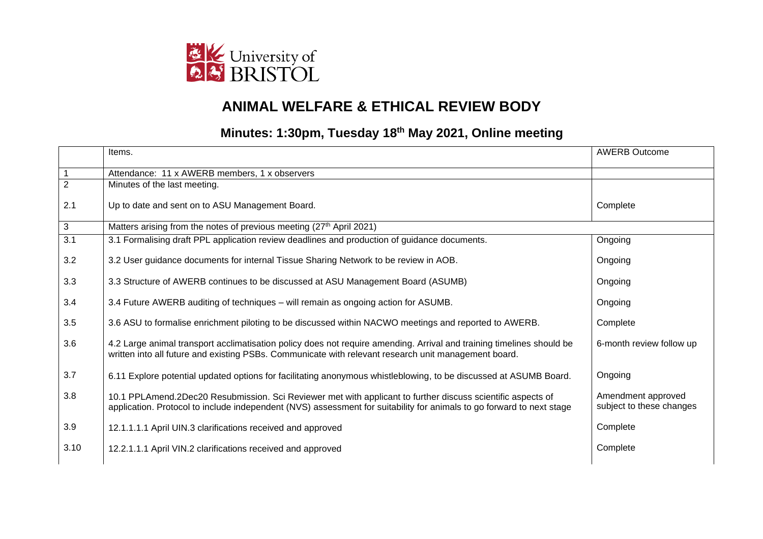University of BRISTOL

# ANIMAL WELFARE & ETHICAL REVIEW BODY

## Minutes: 1:30pm, Tuesday 18th May 2021, Online meeting

| | Items. | AWERB Outcome |
|---|---|---|
| 1 | Attendance: 11 x AWERB members, 1 x observers | |
| 2 | Minutes of the last meeting. | |
| 2.1 | Up to date and sent on to ASU Management Board. | Complete |
| 3 | Matters arising from the notes of previous meeting (27th April 2021) | |
| 3.1 | 3.1 Formalising draft PPL application review deadlines and production of guidance documents. | Ongoing |
| 3.2 | 3.2 User guidance documents for internal Tissue Sharing Network to be review in AOB. | Ongoing |
| 3.3 | 3.3 Structure of AWERB continues to be discussed at ASU Management Board (ASUMB) | Ongoing |
| 3.4 | 3.4 Future AWERB auditing of techniques – will remain as ongoing action for ASUMB. | Ongoing |
| 3.5 | 3.6 ASU to formalise enrichment piloting to be discussed within NACWO meetings and reported to AWERB. | Complete |
| 3.6 | 4.2 Large animal transport acclimatisation policy does not require amending. Arrival and training timelines should be written into all future and existing PSBs. Communicate with relevant research unit management board. | 6-month review follow up |
| 3.7 | 6.11 Explore potential updated options for facilitating anonymous whistleblowing, to be discussed at ASUMB Board. | Ongoing |
| 3.8 | 10.1 PPLAmend.2Dec20 Resubmission. Sci Reviewer met with applicant to further discuss scientific aspects of application. Protocol to include independent (NVS) assessment for suitability for animals to go forward to next stage | Amendment approved subject to these changes |
| 3.9 | 12.1.1.1.1 April UIN.3 clarifications received and approved | Complete |
| 3.10 | 12.2.1.1.1 April VIN.2 clarifications received and approved | Complete |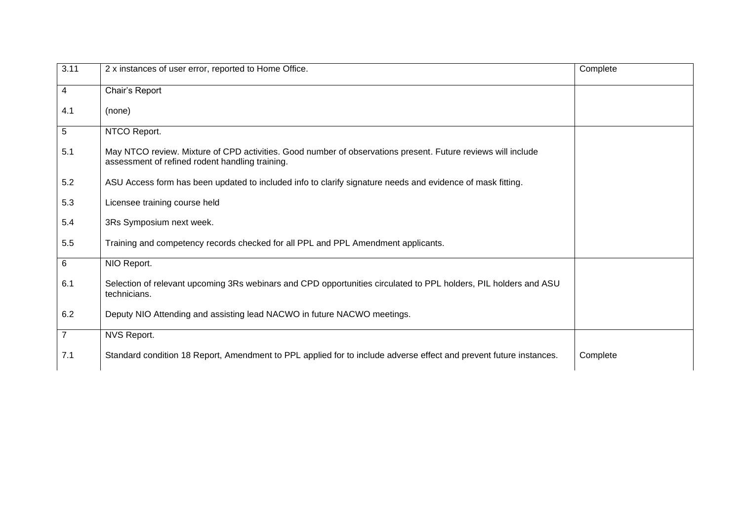| | | |
|---|---|---|
| 3.11 | 2 x instances of user error, reported to Home Office. | Complete |
| 4 | Chair's Report | |
| 4.1 | (none) | |
| 5 | NTCO Report. | |
| 5.1 | May NTCO review. Mixture of CPD activities. Good number of observations present. Future reviews will include assessment of refined rodent handling training. | |
| 5.2 | ASU Access form has been updated to included info to clarify signature needs and evidence of mask fitting. | |
| 5.3 | Licensee training course held | |
| 5.4 | 3Rs Symposium next week. | |
| 5.5 | Training and competency records checked for all PPL and PPL Amendment applicants. | |
| 6 | NIO Report. | |
| 6.1 | Selection of relevant upcoming 3Rs webinars and CPD opportunities circulated to PPL holders, PIL holders and ASU technicians. | |
| 6.2 | Deputy NIO Attending and assisting lead NACWO in future NACWO meetings. | |
| 7 | NVS Report. | |
| 7.1 | Standard condition 18 Report, Amendment to PPL applied for to include adverse effect and prevent future instances. | Complete |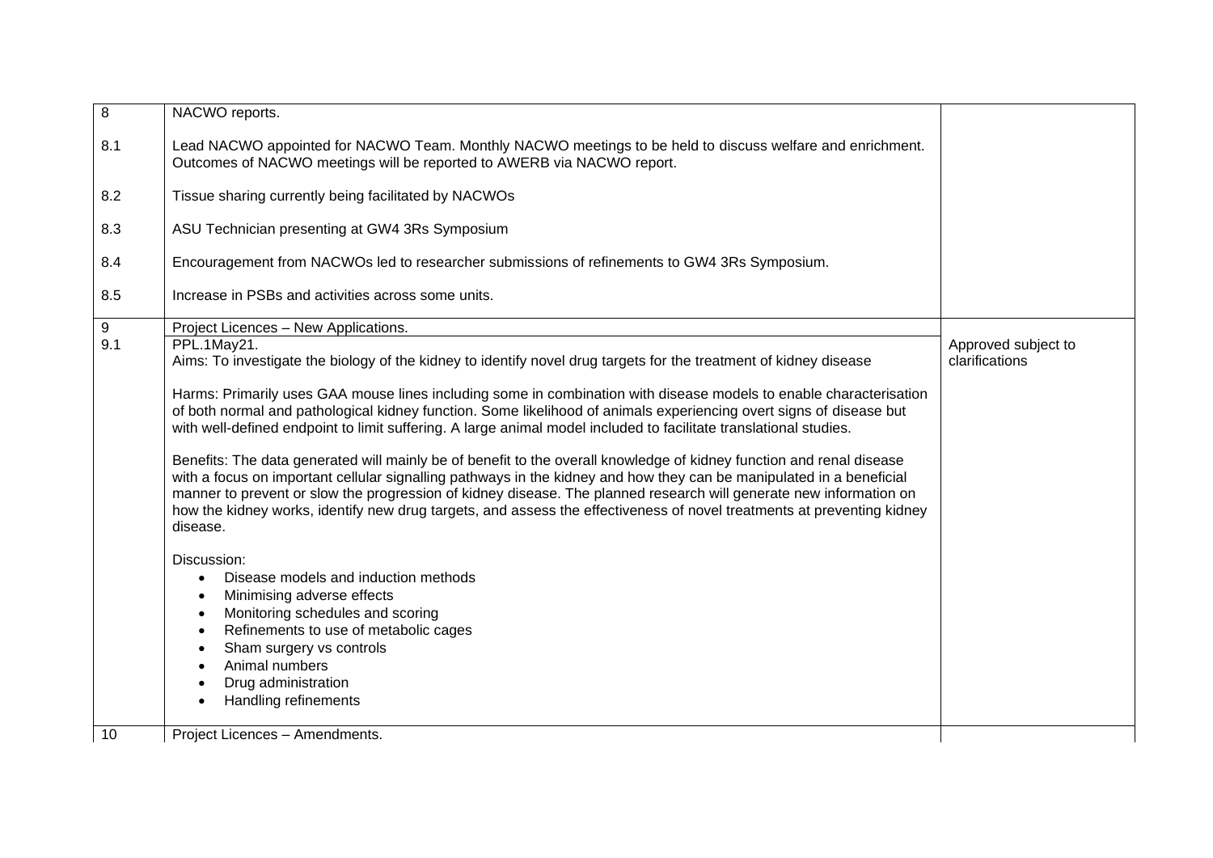| | | |
|---|---|---|
| 8 | NACWO reports. | |
| 8.1 | Lead NACWO appointed for NACWO Team. Monthly NACWO meetings to be held to discuss welfare and enrichment. Outcomes of NACWO meetings will be reported to AWERB via NACWO report. | |
| 8.2 | Tissue sharing currently being facilitated by NACWOs | |
| 8.3 | ASU Technician presenting at GW4 3Rs Symposium | |
| 8.4 | Encouragement from NACWOs led to researcher submissions of refinements to GW4 3Rs Symposium. | |
| 8.5 | Increase in PSBs and activities across some units. | |
| 9 | Project Licences – New Applications. | |
| 9.1 | PPL.1May21.<br>Aims: To investigate the biology of the kidney to identify novel drug targets for the treatment of kidney disease<br><br>Harms: Primarily uses GAA mouse lines including some in combination with disease models to enable characterisation of both normal and pathological kidney function. Some likelihood of animals experiencing overt signs of disease but with well-defined endpoint to limit suffering. A large animal model included to facilitate translational studies.<br><br>Benefits: The data generated will mainly be of benefit to the overall knowledge of kidney function and renal disease with a focus on important cellular signalling pathways in the kidney and how they can be manipulated in a beneficial manner to prevent or slow the progression of kidney disease. The planned research will generate new information on how the kidney works, identify new drug targets, and assess the effectiveness of novel treatments at preventing kidney disease.<br><br>Discussion:<br>• Disease models and induction methods<br>• Minimising adverse effects<br>• Monitoring schedules and scoring<br>• Refinements to use of metabolic cages<br>• Sham surgery vs controls<br>• Animal numbers<br>• Drug administration<br>• Handling refinements | Approved subject to clarifications |
| 10 | Project Licences – Amendments. | |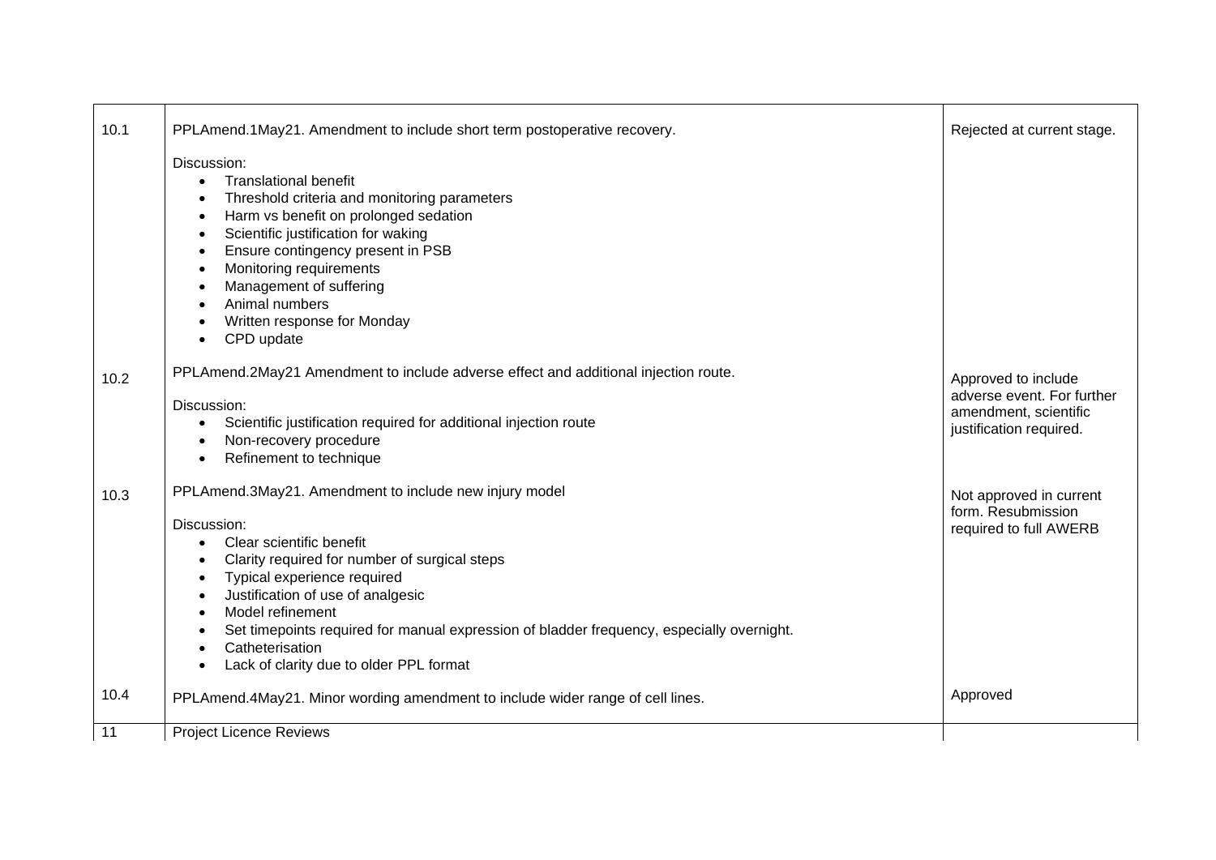| | | |
|---|---|---|
| 10.1 | PPLAmend.1May21. Amendment to include short term postoperative recovery.<br><br>Discussion:<br>• Translational benefit<br>• Threshold criteria and monitoring parameters<br>• Harm vs benefit on prolonged sedation<br>• Scientific justification for waking<br>• Ensure contingency present in PSB<br>• Monitoring requirements<br>• Management of suffering<br>• Animal numbers<br>• Written response for Monday<br>• CPD update | Rejected at current stage. |
| 10.2 | PPLAmend.2May21 Amendment to include adverse effect and additional injection route.<br><br>Discussion:<br>• Scientific justification required for additional injection route<br>• Non-recovery procedure<br>• Refinement to technique | Approved to include adverse event. For further amendment, scientific justification required. |
| 10.3 | PPLAmend.3May21. Amendment to include new injury model<br><br>Discussion:<br>• Clear scientific benefit<br>• Clarity required for number of surgical steps<br>• Typical experience required<br>• Justification of use of analgesic<br>• Model refinement<br>• Set timepoints required for manual expression of bladder frequency, especially overnight.<br>• Catheterisation<br>• Lack of clarity due to older PPL format | Not approved in current form. Resubmission required to full AWERB |
| 10.4 | PPLAmend.4May21. Minor wording amendment to include wider range of cell lines. | Approved |
| 11 | Project Licence Reviews | |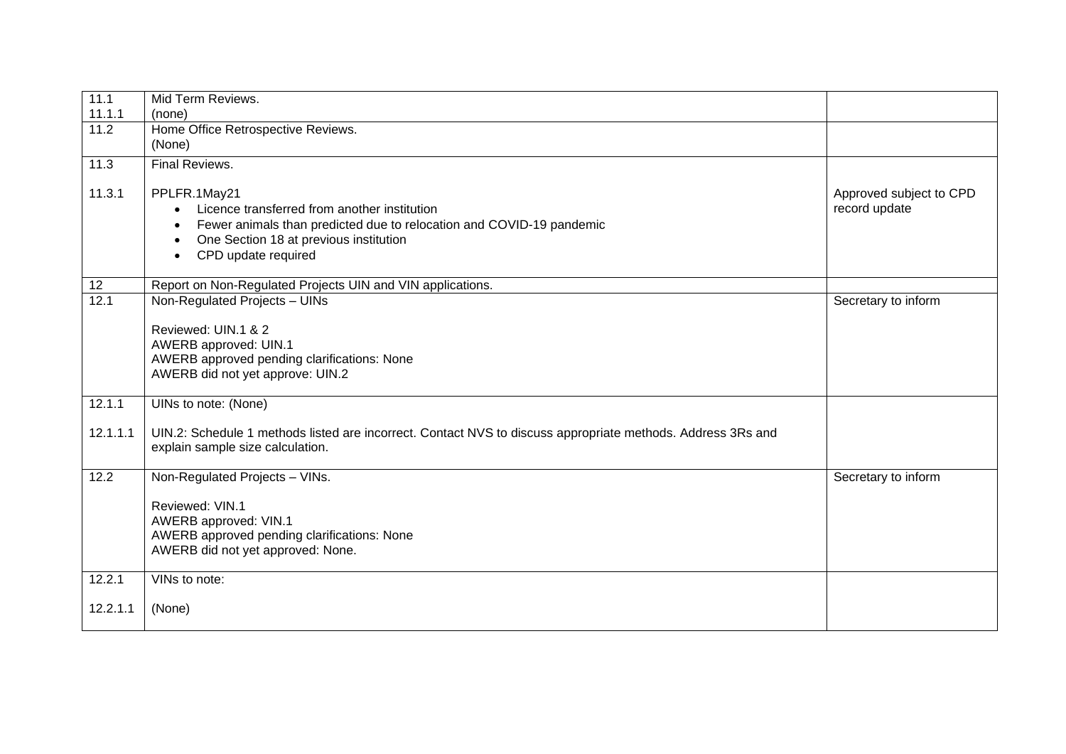| | | |
|---|---|---|
| 11.1<br>11.1.1 | Mid Term Reviews.<br>(none) | |
| 11.2 | Home Office Retrospective Reviews.<br>(None) | |
| 11.3<br><br>11.3.1 | Final Reviews.<br><br>PPLFR.1May21<br>• Licence transferred from another institution<br>• Fewer animals than predicted due to relocation and COVID-19 pandemic<br>• One Section 18 at previous institution<br>• CPD update required | <br><br>Approved subject to CPD record update |
| 12 | Report on Non-Regulated Projects UIN and VIN applications. | |
| 12.1 | Non-Regulated Projects – UINs<br><br>Reviewed: UIN.1 & 2<br>AWERB approved: UIN.1<br>AWERB approved pending clarifications: None<br>AWERB did not yet approve: UIN.2 | Secretary to inform |
| 12.1.1<br><br>12.1.1.1 | UINs to note: (None)<br><br>UIN.2: Schedule 1 methods listed are incorrect. Contact NVS to discuss appropriate methods. Address 3Rs and explain sample size calculation. | |
| 12.2 | Non-Regulated Projects – VINs.<br><br>Reviewed: VIN.1<br>AWERB approved: VIN.1<br>AWERB approved pending clarifications: None<br>AWERB did not yet approved: None. | Secretary to inform |
| 12.2.1<br><br>12.2.1.1 | VINs to note:<br><br>(None) | |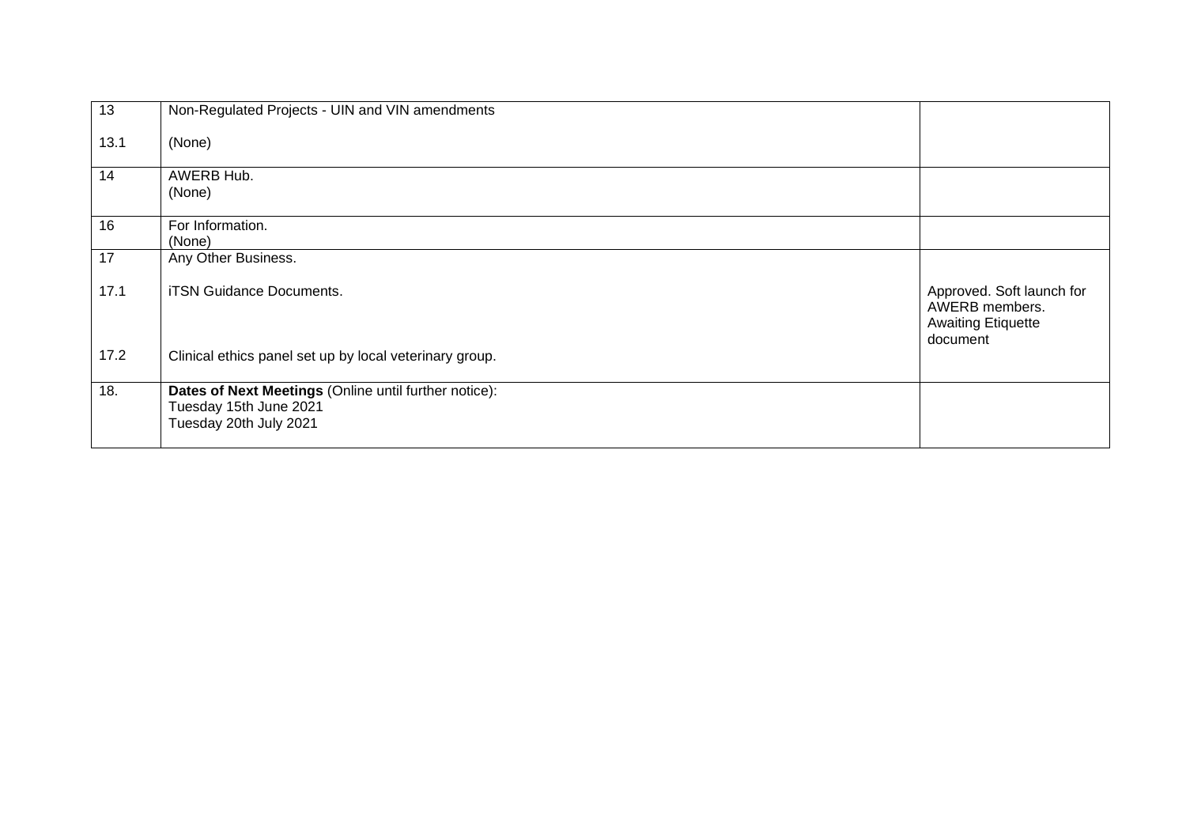| | | |
|---|---|---|
| 13<br><br>13.1 | Non-Regulated Projects - UIN and VIN amendments<br><br>(None) | |
| 14 | AWERB Hub.<br>(None) | |
| 16 | For Information.<br>(None) | |
| 17<br><br>17.1<br><br>17.2 | Any Other Business.<br><br>iTSN Guidance Documents.<br><br>Clinical ethics panel set up by local veterinary group. | Approved. Soft launch for AWERB members.<br>Awaiting Etiquette document |
| 18. | **Dates of Next Meetings** (Online until further notice):<br>Tuesday 15th June 2021<br>Tuesday 20th July 2021 | |